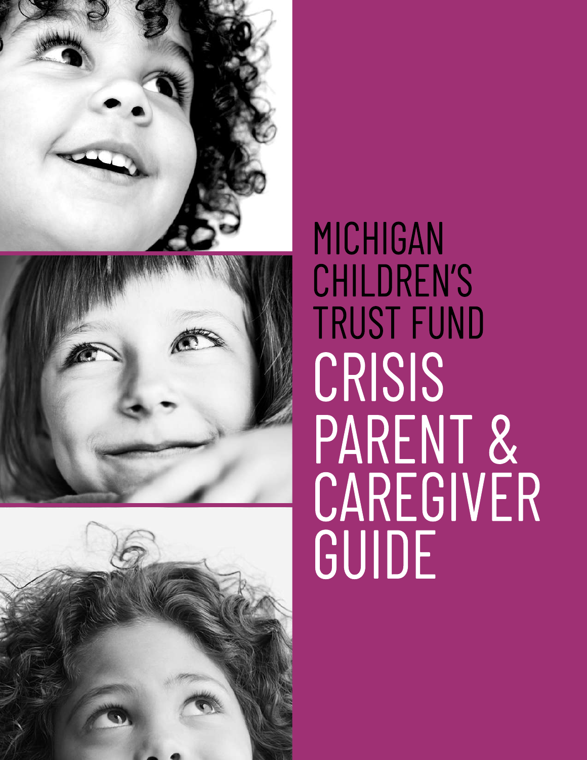# MICHIGAN CHILDREN'S TRUST FUND

# CRISIS PARENT & CAREGIVER GUIDE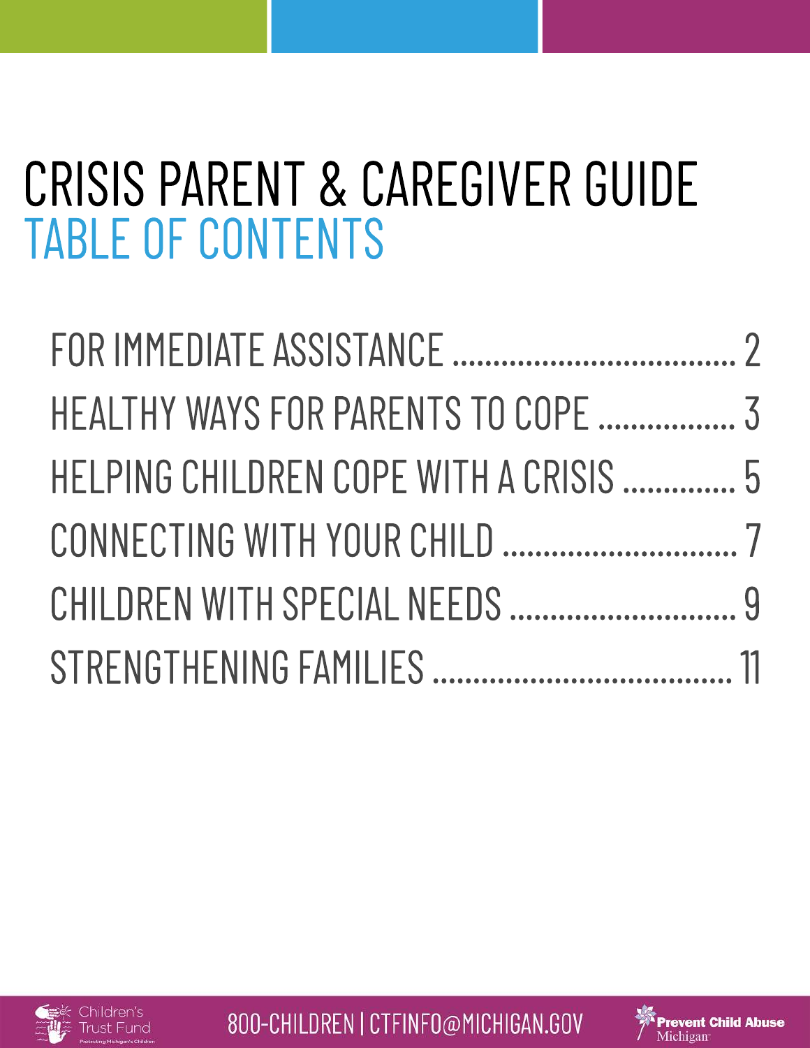# CRISIS PARENT & CAREGIVER GUIDE
## TABLE OF CONTENTS

FOR IMMEDIATE ASSISTANCE .................................... 2

HEALTHY WAYS FOR PARENTS TO COPE .................. 3

HELPING CHILDREN COPE WITH A CRISIS .............. 5

CONNECTING WITH YOUR CHILD .............................. 7

CHILDREN WITH SPECIAL NEEDS ............................. 9

STRENGTHENING FAMILIES ...................................... 11

Children's Trust Fund — Protecting Michigan's Children

800-CHILDREN | CTFINFO@MICHIGAN.GOV

Prevent Child Abuse Michigan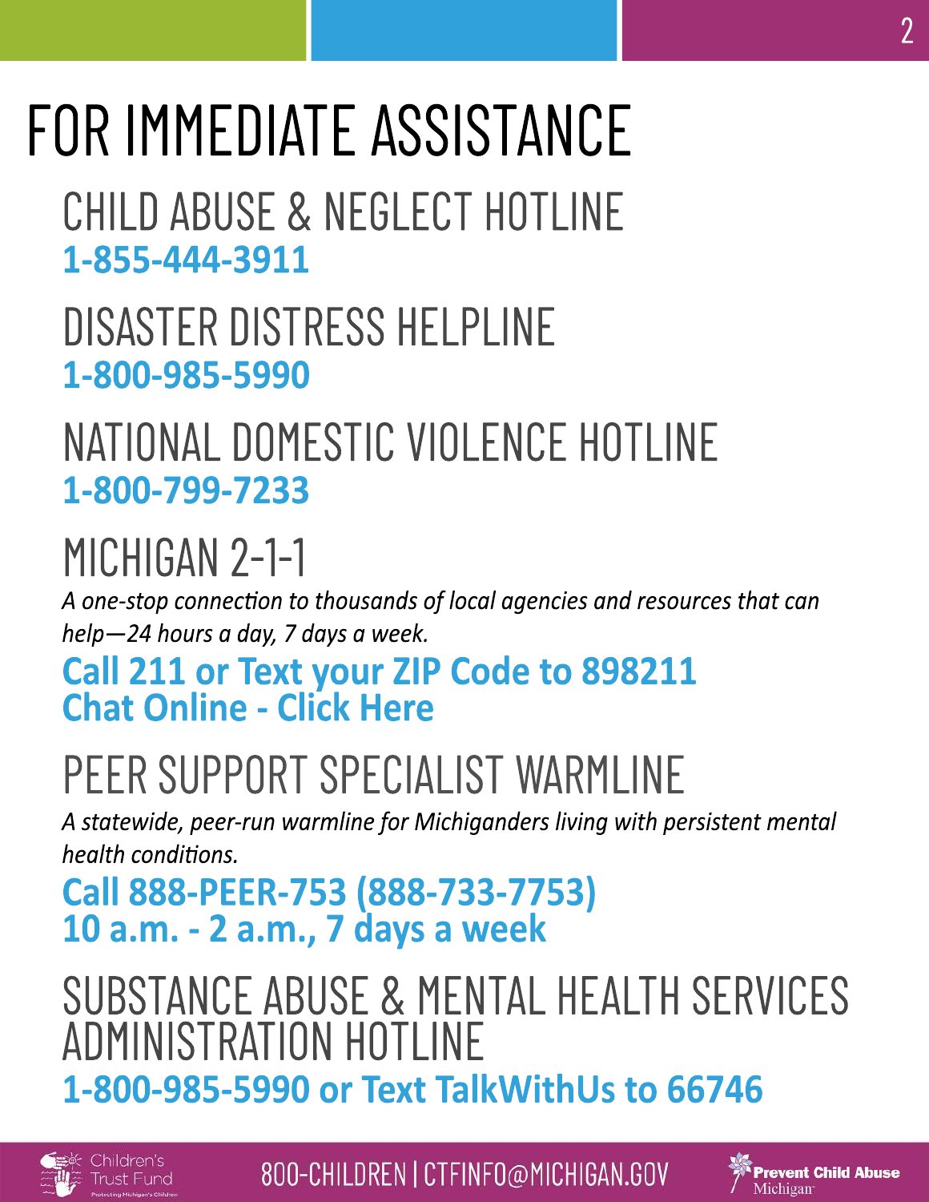# FOR IMMEDIATE ASSISTANCE

## CHILD ABUSE & NEGLECT HOTLINE

**1-855-444-3911**

## DISASTER DISTRESS HELPLINE

**1-800-985-5990**

## NATIONAL DOMESTIC VIOLENCE HOTLINE

**1-800-799-7233**

## MICHIGAN 2-1-1

*A one-stop connection to thousands of local agencies and resources that can help—24 hours a day, 7 days a week.*

**Call 211 or Text your ZIP Code to 898211**
**Chat Online - Click Here**

## PEER SUPPORT SPECIALIST WARMLINE

*A statewide, peer-run warmline for Michiganders living with persistent mental health conditions.*

**Call 888-PEER-753 (888-733-7753)**
**10 a.m. - 2 a.m., 7 days a week**

## SUBSTANCE ABUSE & MENTAL HEALTH SERVICES ADMINISTRATION HOTLINE

**1-800-985-5990 or Text TalkWithUs to 66746**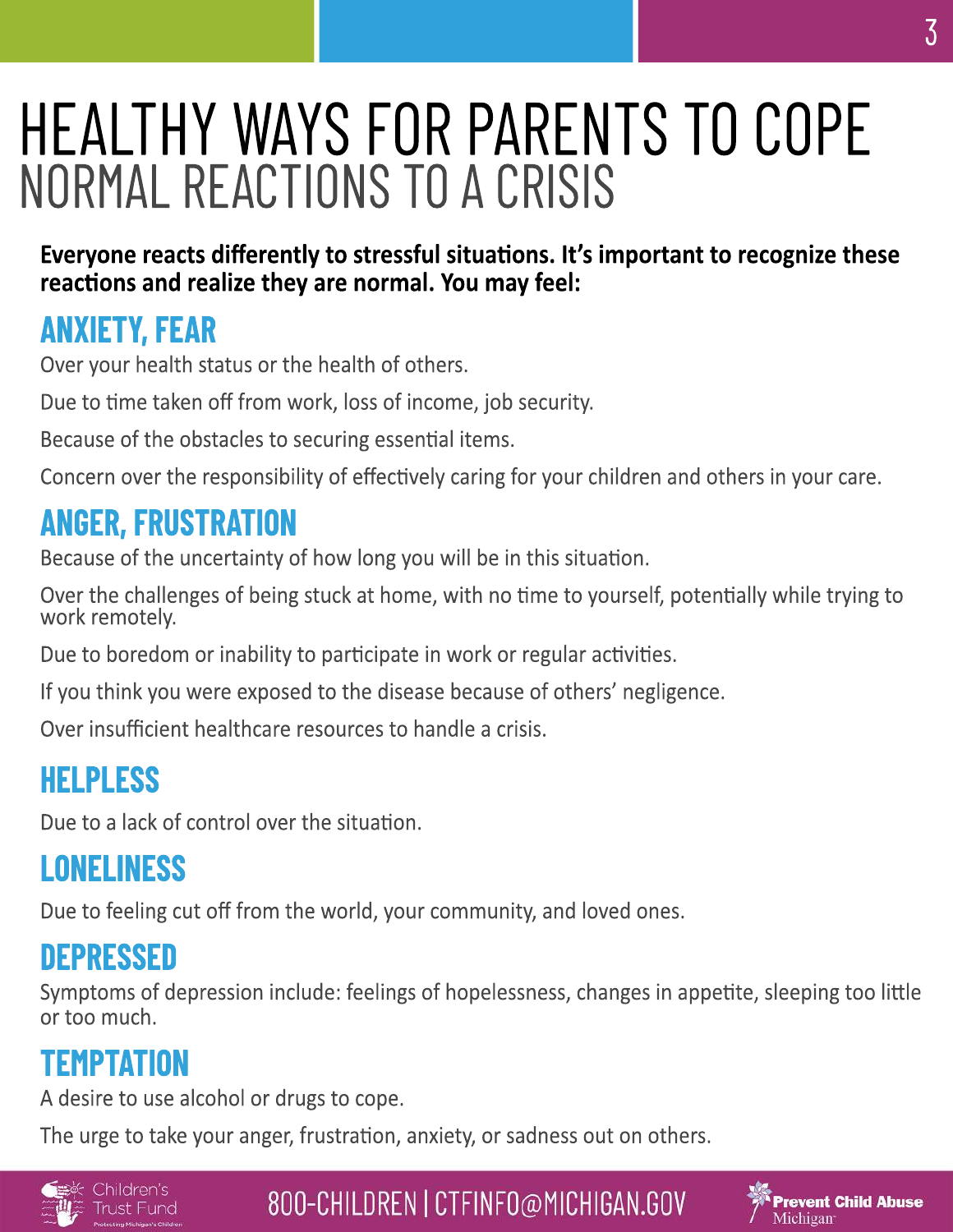# HEALTHY WAYS FOR PARENTS TO COPE

## NORMAL REACTIONS TO A CRISIS

**Everyone reacts differently to stressful situations. It's important to recognize these reactions and realize they are normal. You may feel:**

### ANXIETY, FEAR

Over your health status or the health of others.

Due to time taken off from work, loss of income, job security.

Because of the obstacles to securing essential items.

Concern over the responsibility of effectively caring for your children and others in your care.

### ANGER, FRUSTRATION

Because of the uncertainty of how long you will be in this situation.

Over the challenges of being stuck at home, with no time to yourself, potentially while trying to work remotely.

Due to boredom or inability to participate in work or regular activities.

If you think you were exposed to the disease because of others' negligence.

Over insufficient healthcare resources to handle a crisis.

### HELPLESS

Due to a lack of control over the situation.

### LONELINESS

Due to feeling cut off from the world, your community, and loved ones.

### DEPRESSED

Symptoms of depression include: feelings of hopelessness, changes in appetite, sleeping too little or too much.

### TEMPTATION

A desire to use alcohol or drugs to cope.

The urge to take your anger, frustration, anxiety, or sadness out on others.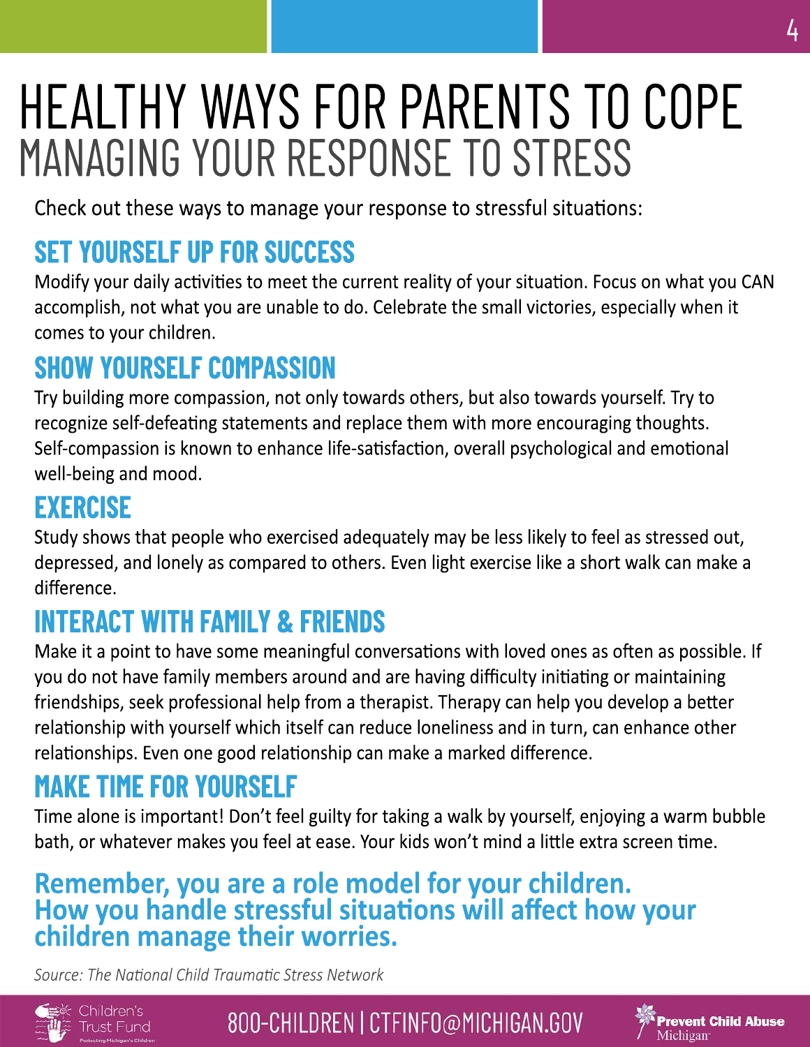# HEALTHY WAYS FOR PARENTS TO COPE

## MANAGING YOUR RESPONSE TO STRESS

Check out these ways to manage your response to stressful situations:

### SET YOURSELF UP FOR SUCCESS

Modify your daily activities to meet the current reality of your situation. Focus on what you CAN accomplish, not what you are unable to do. Celebrate the small victories, especially when it comes to your children.

### SHOW YOURSELF COMPASSION

Try building more compassion, not only towards others, but also towards yourself. Try to recognize self-defeating statements and replace them with more encouraging thoughts. Self-compassion is known to enhance life-satisfaction, overall psychological and emotional well-being and mood.

### EXERCISE

Study shows that people who exercised adequately may be less likely to feel as stressed out, depressed, and lonely as compared to others. Even light exercise like a short walk can make a difference.

### INTERACT WITH FAMILY & FRIENDS

Make it a point to have some meaningful conversations with loved ones as often as possible. If you do not have family members around and are having difficulty initiating or maintaining friendships, seek professional help from a therapist. Therapy can help you develop a better relationship with yourself which itself can reduce loneliness and in turn, can enhance other relationships. Even one good relationship can make a marked difference.

### MAKE TIME FOR YOURSELF

Time alone is important! Don't feel guilty for taking a walk by yourself, enjoying a warm bubble bath, or whatever makes you feel at ease. Your kids won't mind a little extra screen time.

**Remember, you are a role model for your children. How you handle stressful situations will affect how your children manage their worries.**

*Source: The National Child Traumatic Stress Network*

Children's Trust Fund — Protecting Michigan's Children

800-CHILDREN | CTFINFO@MICHIGAN.GOV

Prevent Child Abuse Michigan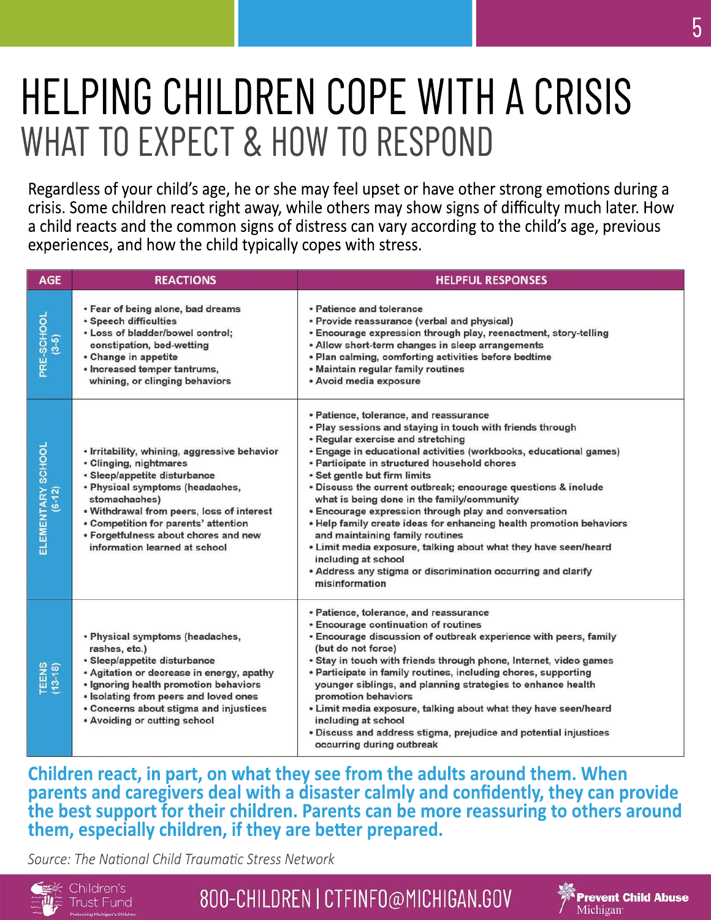# HELPING CHILDREN COPE WITH A CRISIS

## WHAT TO EXPECT & HOW TO RESPOND

Regardless of your child's age, he or she may feel upset or have other strong emotions during a crisis. Some children react right away, while others may show signs of difficulty much later. How a child reacts and the common signs of distress can vary according to the child's age, previous experiences, and how the child typically copes with stress.

| AGE | REACTIONS | HELPFUL RESPONSES |
|---|---|---|
| PRE-SCHOOL (3-5) | • Fear of being alone, bad dreams<br>• Speech difficulties<br>• Loss of bladder/bowel control; constipation, bed-wetting<br>• Change in appetite<br>• Increased temper tantrums, whining, or clinging behaviors | • Patience and tolerance<br>• Provide reassurance (verbal and physical)<br>• Encourage expression through play, reenactment, story-telling<br>• Allow short-term changes in sleep arrangements<br>• Plan calming, comforting activities before bedtime<br>• Maintain regular family routines<br>• Avoid media exposure |
| ELEMENTARY SCHOOL (6-12) | • Irritability, whining, aggressive behavior<br>• Clinging, nightmares<br>• Sleep/appetite disturbance<br>• Physical symptoms (headaches, stomachaches)<br>• Withdrawal from peers, loss of interest<br>• Competition for parents' attention<br>• Forgetfulness about chores and new information learned at school | • Patience, tolerance, and reassurance<br>• Play sessions and staying in touch with friends through<br>• Regular exercise and stretching<br>• Engage in educational activities (workbooks, educational games)<br>• Participate in structured household chores<br>• Set gentle but firm limits<br>• Discuss the current outbreak; encourage questions & include what is being done in the family/community<br>• Encourage expression through play and conversation<br>• Help family create ideas for enhancing health promotion behaviors and maintaining family routines<br>• Limit media exposure, talking about what they have seen/heard including at school<br>• Address any stigma or discrimination occurring and clarify misinformation |
| TEENS (13-18) | • Physical symptoms (headaches, rashes, etc.)<br>• Sleep/appetite disturbance<br>• Agitation or decrease in energy, apathy<br>• Ignoring health promotion behaviors<br>• Isolating from peers and loved ones<br>• Concerns about stigma and injustices<br>• Avoiding or cutting school | • Patience, tolerance, and reassurance<br>• Encourage continuation of routines<br>• Encourage discussion of outbreak experience with peers, family (but do not force)<br>• Stay in touch with friends through phone, Internet, video games<br>• Participate in family routines, including chores, supporting younger siblings, and planning strategies to enhance health promotion behaviors<br>• Limit media exposure, talking about what they have seen/heard including at school<br>• Discuss and address stigma, prejudice and potential injustices occurring during outbreak |

**Children react, in part, on what they see from the adults around them. When parents and caregivers deal with a disaster calmly and confidently, they can provide the best support for their children. Parents can be more reassuring to others around them, especially children, if they are better prepared.**

*Source: The National Child Traumatic Stress Network*

Children's Trust Fund — Protecting Michigan's Children

800-CHILDREN | CTFINFO@MICHIGAN.GOV

Prevent Child Abuse Michigan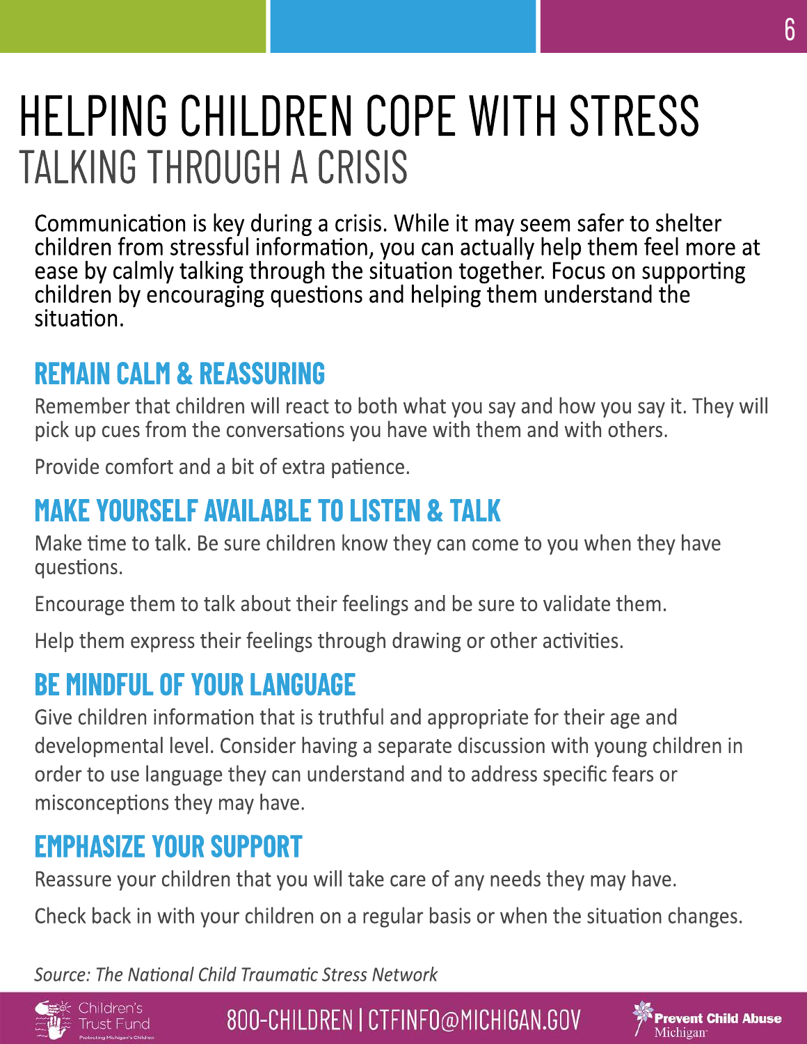# HELPING CHILDREN COPE WITH STRESS

## TALKING THROUGH A CRISIS

Communication is key during a crisis. While it may seem safer to shelter children from stressful information, you can actually help them feel more at ease by calmly talking through the situation together. Focus on supporting children by encouraging questions and helping them understand the situation.

### REMAIN CALM & REASSURING

Remember that children will react to both what you say and how you say it. They will pick up cues from the conversations you have with them and with others.

Provide comfort and a bit of extra patience.

### MAKE YOURSELF AVAILABLE TO LISTEN & TALK

Make time to talk. Be sure children know they can come to you when they have questions.

Encourage them to talk about their feelings and be sure to validate them.

Help them express their feelings through drawing or other activities.

### BE MINDFUL OF YOUR LANGUAGE

Give children information that is truthful and appropriate for their age and developmental level. Consider having a separate discussion with young children in order to use language they can understand and to address specific fears or misconceptions they may have.

### EMPHASIZE YOUR SUPPORT

Reassure your children that you will take care of any needs they may have.

Check back in with your children on a regular basis or when the situation changes.

*Source: The National Child Traumatic Stress Network*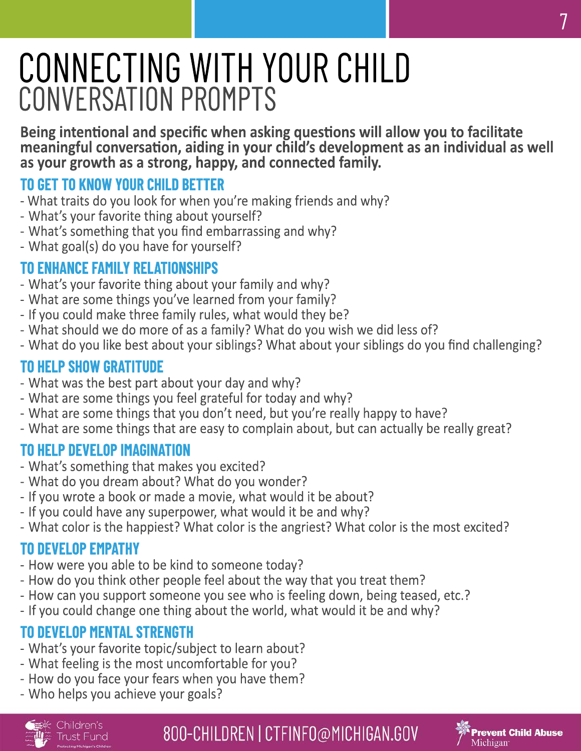# CONNECTING WITH YOUR CHILD
## CONVERSATION PROMPTS

**Being intentional and specific when asking questions will allow you to facilitate meaningful conversation, aiding in your child's development as an individual as well as your growth as a strong, happy, and connected family.**

### TO GET TO KNOW YOUR CHILD BETTER

- What traits do you look for when you're making friends and why?
- What's your favorite thing about yourself?
- What's something that you find embarrassing and why?
- What goal(s) do you have for yourself?

### TO ENHANCE FAMILY RELATIONSHIPS

- What's your favorite thing about your family and why?
- What are some things you've learned from your family?
- If you could make three family rules, what would they be?
- What should we do more of as a family? What do you wish we did less of?
- What do you like best about your siblings? What about your siblings do you find challenging?

### TO HELP SHOW GRATITUDE

- What was the best part about your day and why?
- What are some things you feel grateful for today and why?
- What are some things that you don't need, but you're really happy to have?
- What are some things that are easy to complain about, but can actually be really great?

### TO HELP DEVELOP IMAGINATION

- What's something that makes you excited?
- What do you dream about? What do you wonder?
- If you wrote a book or made a movie, what would it be about?
- If you could have any superpower, what would it be and why?
- What color is the happiest? What color is the angriest? What color is the most excited?

### TO DEVELOP EMPATHY

- How were you able to be kind to someone today?
- How do you think other people feel about the way that you treat them?
- How can you support someone you see who is feeling down, being teased, etc.?
- If you could change one thing about the world, what would it be and why?

### TO DEVELOP MENTAL STRENGTH

- What's your favorite topic/subject to learn about?
- What feeling is the most uncomfortable for you?
- How do you face your fears when you have them?
- Who helps you achieve your goals?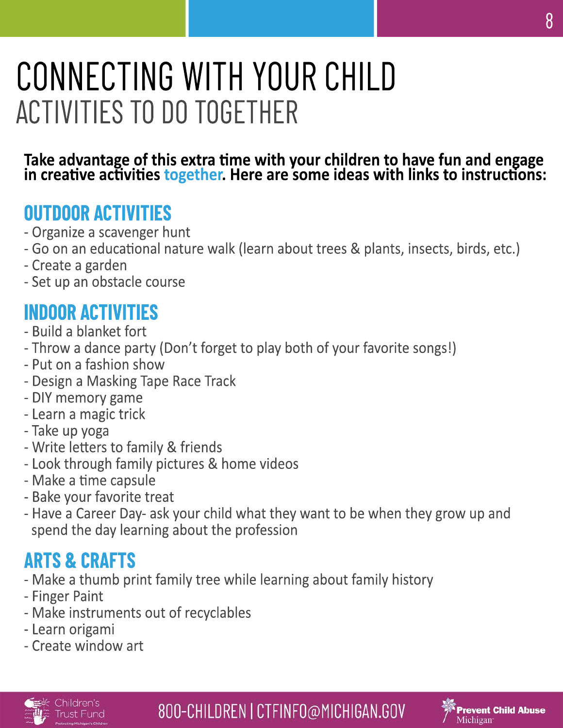# CONNECTING WITH YOUR CHILD
## ACTIVITIES TO DO TOGETHER

**Take advantage of this extra time with your children to have fun and engage in creative activities together. Here are some ideas with links to instructions:**

### OUTDOOR ACTIVITIES

- Organize a scavenger hunt
- Go on an educational nature walk (learn about trees & plants, insects, birds, etc.)
- Create a garden
- Set up an obstacle course

### INDOOR ACTIVITIES

- Build a blanket fort
- Throw a dance party (Don't forget to play both of your favorite songs!)
- Put on a fashion show
- Design a Masking Tape Race Track
- DIY memory game
- Learn a magic trick
- Take up yoga
- Write letters to family & friends
- Look through family pictures & home videos
- Make a time capsule
- Bake your favorite treat
- Have a Career Day- ask your child what they want to be when they grow up and spend the day learning about the profession

### ARTS & CRAFTS

- Make a thumb print family tree while learning about family history
- Finger Paint
- Make instruments out of recyclables
- Learn origami
- Create window art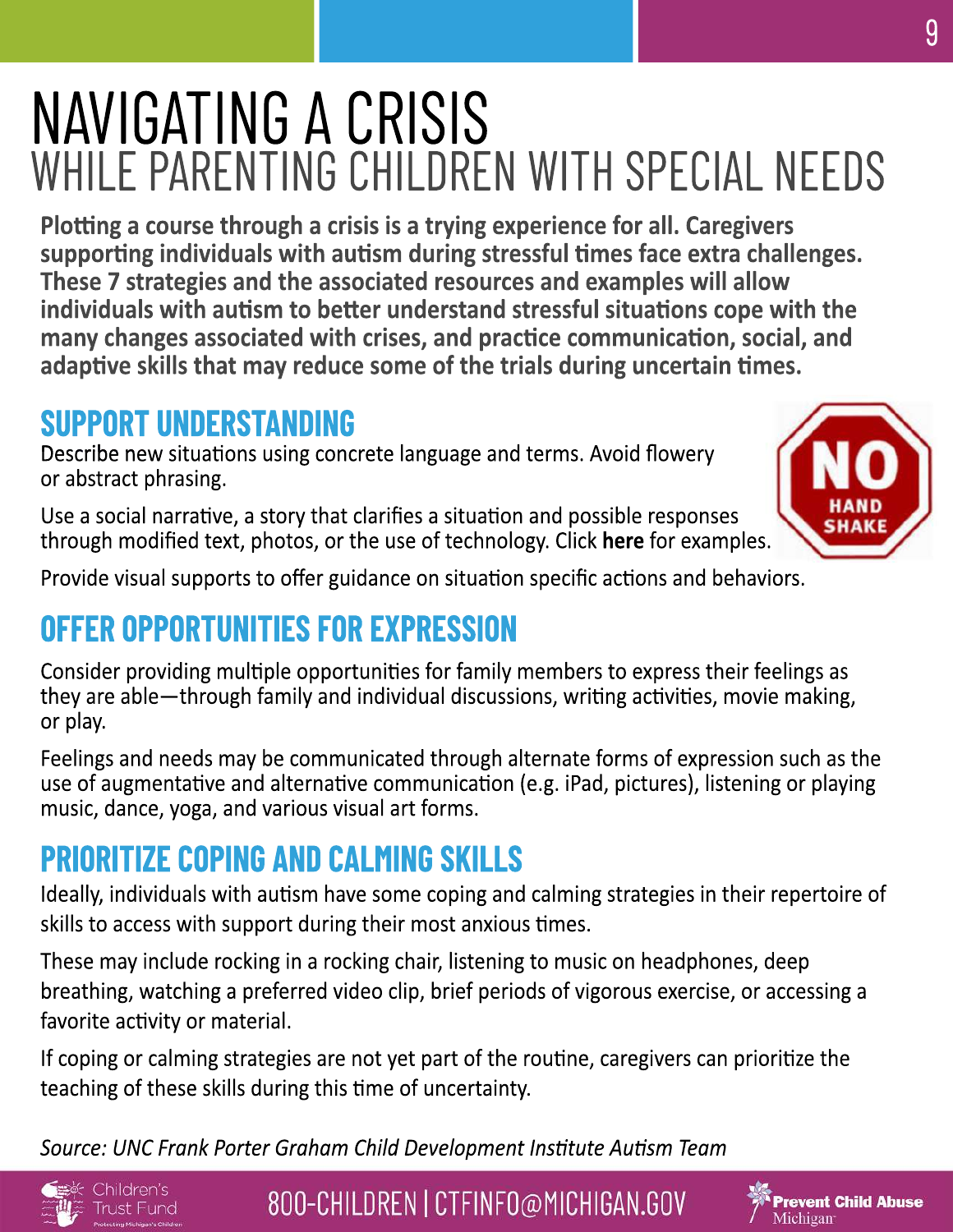# NAVIGATING A CRISIS
## WHILE PARENTING CHILDREN WITH SPECIAL NEEDS

**Plotting a course through a crisis is a trying experience for all. Caregivers supporting individuals with autism during stressful times face extra challenges. These 7 strategies and the associated resources and examples will allow individuals with autism to better understand stressful situations cope with the many changes associated with crises, and practice communication, social, and adaptive skills that may reduce some of the trials during uncertain times.**

## SUPPORT UNDERSTANDING

Describe new situations using concrete language and terms. Avoid flowery or abstract phrasing.

Use a social narrative, a story that clarifies a situation and possible responses through modified text, photos, or the use of technology. Click **here** for examples.

Provide visual supports to offer guidance on situation specific actions and behaviors.

## OFFER OPPORTUNITIES FOR EXPRESSION

Consider providing multiple opportunities for family members to express their feelings as they are able—through family and individual discussions, writing activities, movie making, or play.

Feelings and needs may be communicated through alternate forms of expression such as the use of augmentative and alternative communication (e.g. iPad, pictures), listening or playing music, dance, yoga, and various visual art forms.

## PRIORITIZE COPING AND CALMING SKILLS

Ideally, individuals with autism have some coping and calming strategies in their repertoire of skills to access with support during their most anxious times.

These may include rocking in a rocking chair, listening to music on headphones, deep breathing, watching a preferred video clip, brief periods of vigorous exercise, or accessing a favorite activity or material.

If coping or calming strategies are not yet part of the routine, caregivers can prioritize the teaching of these skills during this time of uncertainty.

*Source: UNC Frank Porter Graham Child Development Institute Autism Team*

800-CHILDREN | CTFINFO@MICHIGAN.GOV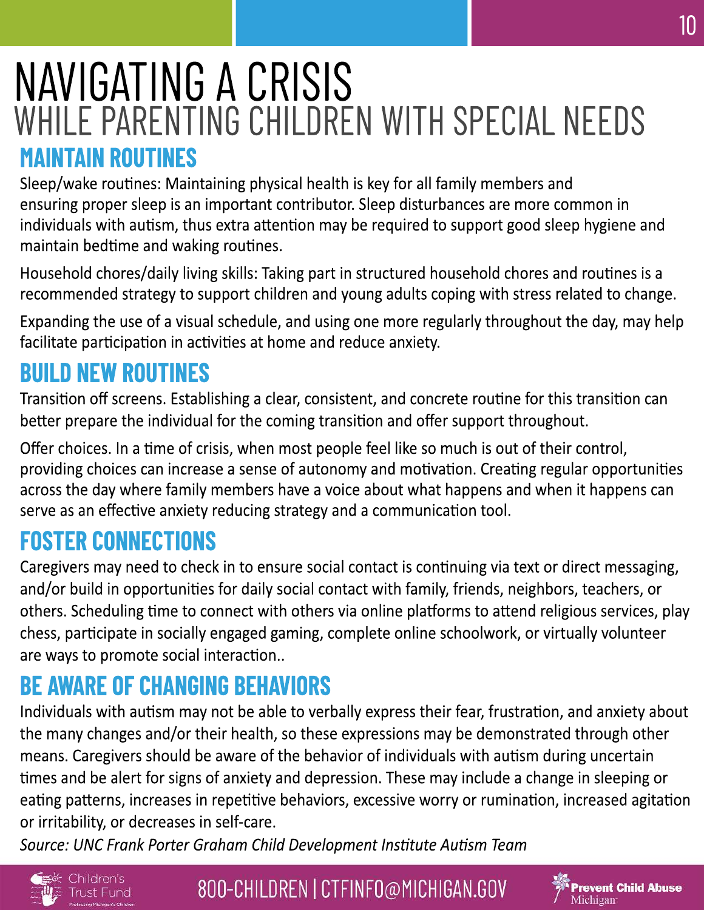# NAVIGATING A CRISIS

## WHILE PARENTING CHILDREN WITH SPECIAL NEEDS

### MAINTAIN ROUTINES

Sleep/wake routines: Maintaining physical health is key for all family members and ensuring proper sleep is an important contributor. Sleep disturbances are more common in individuals with autism, thus extra attention may be required to support good sleep hygiene and maintain bedtime and waking routines.

Household chores/daily living skills: Taking part in structured household chores and routines is a recommended strategy to support children and young adults coping with stress related to change.

Expanding the use of a visual schedule, and using one more regularly throughout the day, may help facilitate participation in activities at home and reduce anxiety.

### BUILD NEW ROUTINES

Transition off screens. Establishing a clear, consistent, and concrete routine for this transition can better prepare the individual for the coming transition and offer support throughout.

Offer choices. In a time of crisis, when most people feel like so much is out of their control, providing choices can increase a sense of autonomy and motivation. Creating regular opportunities across the day where family members have a voice about what happens and when it happens can serve as an effective anxiety reducing strategy and a communication tool.

### FOSTER CONNECTIONS

Caregivers may need to check in to ensure social contact is continuing via text or direct messaging, and/or build in opportunities for daily social contact with family, friends, neighbors, teachers, or others. Scheduling time to connect with others via online platforms to attend religious services, play chess, participate in socially engaged gaming, complete online schoolwork, or virtually volunteer are ways to promote social interaction..

### BE AWARE OF CHANGING BEHAVIORS

Individuals with autism may not be able to verbally express their fear, frustration, and anxiety about the many changes and/or their health, so these expressions may be demonstrated through other means. Caregivers should be aware of the behavior of individuals with autism during uncertain times and be alert for signs of anxiety and depression. These may include a change in sleeping or eating patterns, increases in repetitive behaviors, excessive worry or rumination, increased agitation or irritability, or decreases in self-care.

*Source: UNC Frank Porter Graham Child Development Institute Autism Team*

Children's Trust Fund — Protecting Michigan's Children

800-CHILDREN | CTFINFO@MICHIGAN.GOV

Prevent Child Abuse Michigan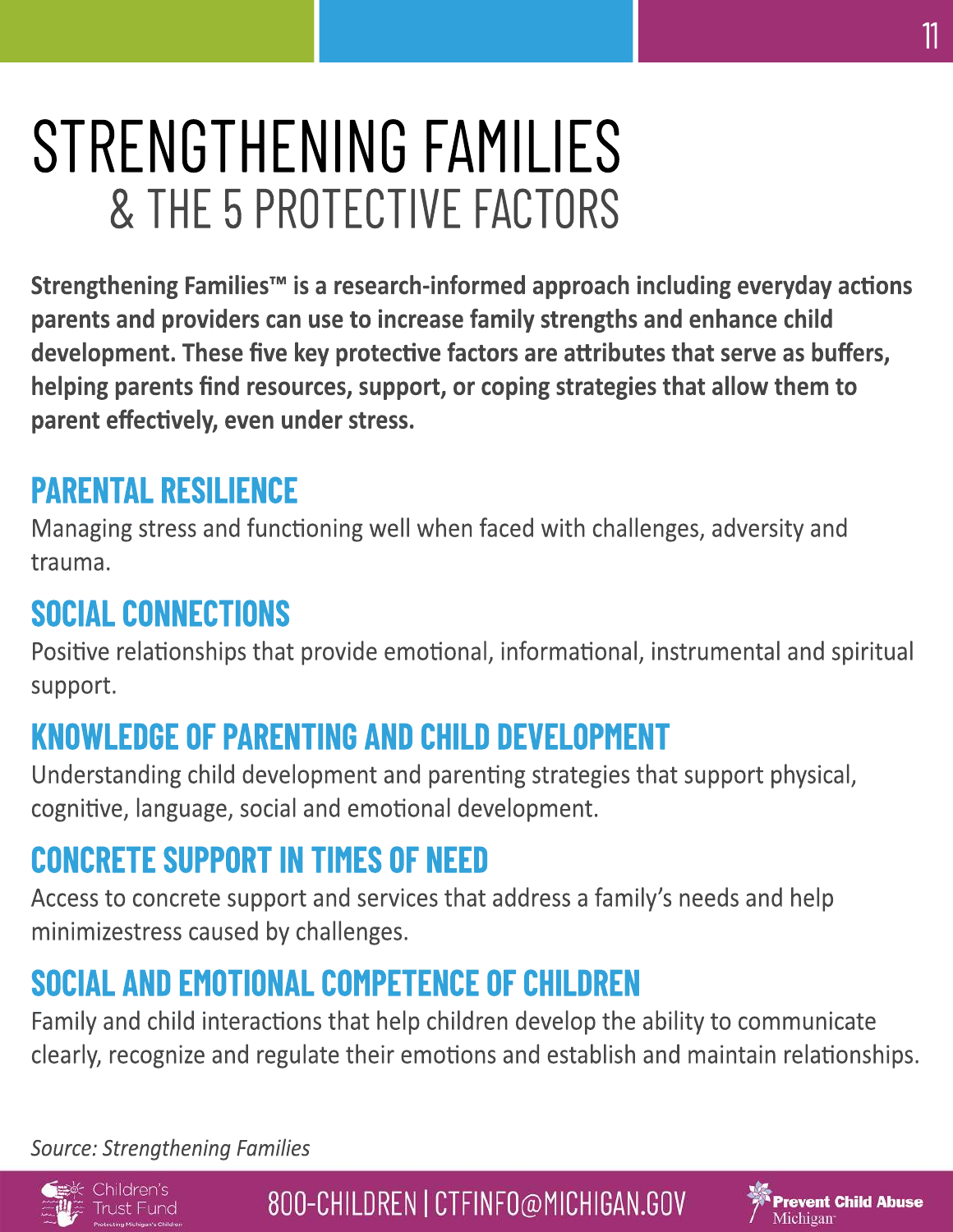# STRENGTHENING FAMILIES & THE 5 PROTECTIVE FACTORS

**Strengthening Families™ is a research-informed approach including everyday actions parents and providers can use to increase family strengths and enhance child development. These five key protective factors are attributes that serve as buffers, helping parents find resources, support, or coping strategies that allow them to parent effectively, even under stress.**

## PARENTAL RESILIENCE

Managing stress and functioning well when faced with challenges, adversity and trauma.

## SOCIAL CONNECTIONS

Positive relationships that provide emotional, informational, instrumental and spiritual support.

## KNOWLEDGE OF PARENTING AND CHILD DEVELOPMENT

Understanding child development and parenting strategies that support physical, cognitive, language, social and emotional development.

## CONCRETE SUPPORT IN TIMES OF NEED

Access to concrete support and services that address a family's needs and help minimizestress caused by challenges.

## SOCIAL AND EMOTIONAL COMPETENCE OF CHILDREN

Family and child interactions that help children develop the ability to communicate clearly, recognize and regulate their emotions and establish and maintain relationships.

*Source: Strengthening Families*

Children's Trust Fund | 800-CHILDREN | CTFINFO@MICHIGAN.GOV | Prevent Child Abuse Michigan